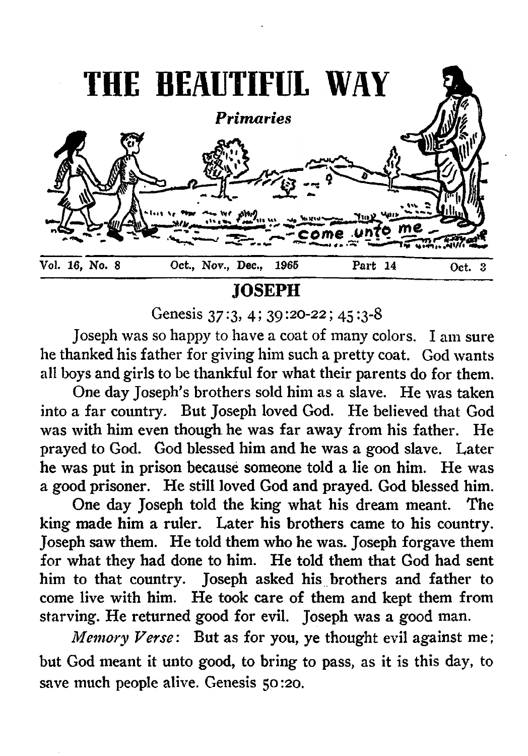# THE BEAUTIFUL WAY

*Primaries*

come unto me

Vol. 16, No. 8 — Oct., Nov., Dec., 1965 — Part 14 — Oct. 3

## JOSEPH

Genesis 37:3, 4; 39:20-22; 45:3-8

Joseph was so happy to have a coat of many colors. I am sure he thanked his father for giving him such a pretty coat. God wants all boys and girls to be thankful for what their parents do for them.

One day Joseph's brothers sold him as a slave. He was taken into a far country. But Joseph loved God. He believed that God was with him even though he was far away from his father. He prayed to God. God blessed him and he was a good slave. Later he was put in prison because someone told a lie on him. He was a good prisoner. He still loved God and prayed. God blessed him.

One day Joseph told the king what his dream meant. The king made him a ruler. Later his brothers came to his country. Joseph saw them. He told them who he was. Joseph forgave them for what they had done to him. He told them that God had sent him to that country. Joseph asked his brothers and father to come live with him. He took care of them and kept them from starving. He returned good for evil. Joseph was a good man.

*Memory Verse*: But as for you, ye thought evil against me; but God meant it unto good, to bring to pass, as it is this day, to save much people alive. Genesis 50:20.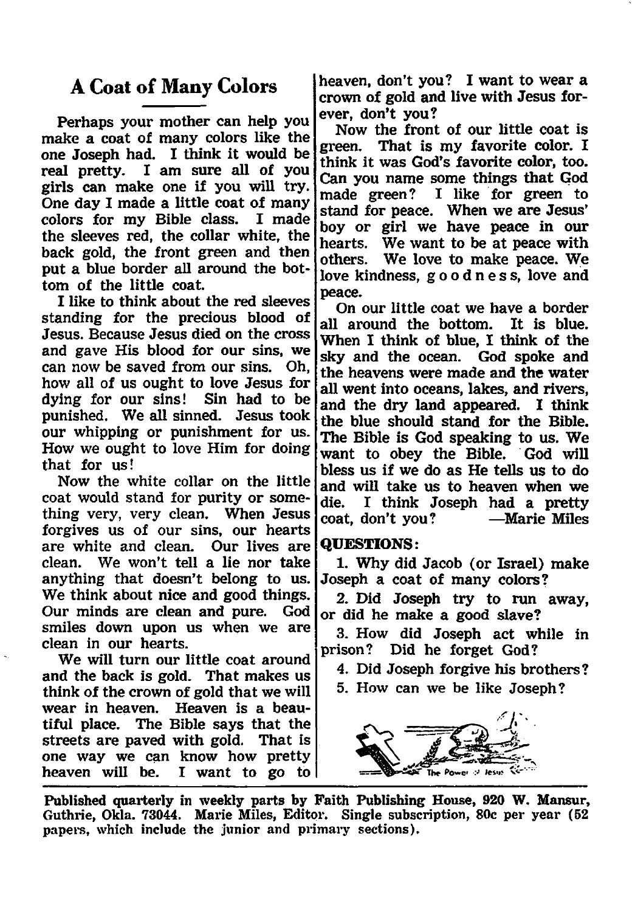## A Coat of Many Colors

Perhaps your mother can help you make a coat of many colors like the one Joseph had. I think it would be real pretty. I am sure all of you girls can make one if you will try. One day I made a little coat of many colors for my Bible class. I made the sleeves red, the collar white, the back gold, the front green and then put a blue border all around the bottom of the little coat.

I like to think about the red sleeves standing for the precious blood of Jesus. Because Jesus died on the cross and gave His blood for our sins, we can now be saved from our sins. Oh, how all of us ought to love Jesus for dying for our sins! Sin had to be punished. We all sinned. Jesus took our whipping or punishment for us. How we ought to love Him for doing that for us!

Now the white collar on the little coat would stand for purity or something very, very clean. When Jesus forgives us of our sins, our hearts are white and clean. Our lives are clean. We won't tell a lie nor take anything that doesn't belong to us. We think about nice and good things. Our minds are clean and pure. God smiles down upon us when we are clean in our hearts.

We will turn our little coat around and the back is gold. That makes us think of the crown of gold that we will wear in heaven. Heaven is a beautiful place. The Bible says that the streets are paved with gold. That is one way we can know how pretty heaven will be. I want to go to heaven, don't you? I want to wear a crown of gold and live with Jesus forever, don't you?

Now the front of our little coat is green. That is my favorite color. I think it was God's favorite color, too. Can you name some things that God made green? I like for green to stand for peace. When we are Jesus' boy or girl we have peace in our hearts. We want to be at peace with others. We love to make peace. We love kindness, g o o d n e s s, love and peace.

On our little coat we have a border all around the bottom. It is blue. When I think of blue, I think of the sky and the ocean. God spoke and the heavens were made and the water all went into oceans, lakes, and rivers, and the dry land appeared. I think the blue should stand for the Bible. The Bible is God speaking to us. We want to obey the Bible. God will bless us if we do as He tells us to do and will take us to heaven when we die. I think Joseph had a pretty coat, don't you? —Marie Miles

**QUESTIONS:**

1. Why did Jacob (or Israel) make Joseph a coat of many colors?
2. Did Joseph try to run away, or did he make a good slave?
3. How did Joseph act while in prison? Did he forget God?
4. Did Joseph forgive his brothers?
5. How can we be like Joseph?

**Published quarterly in weekly parts by Faith Publishing House, 920 W. Mansur, Guthrie, Okla. 73044. Marie Miles, Editor. Single subscription, 80c per year (52 papers, which include the junior and primary sections).**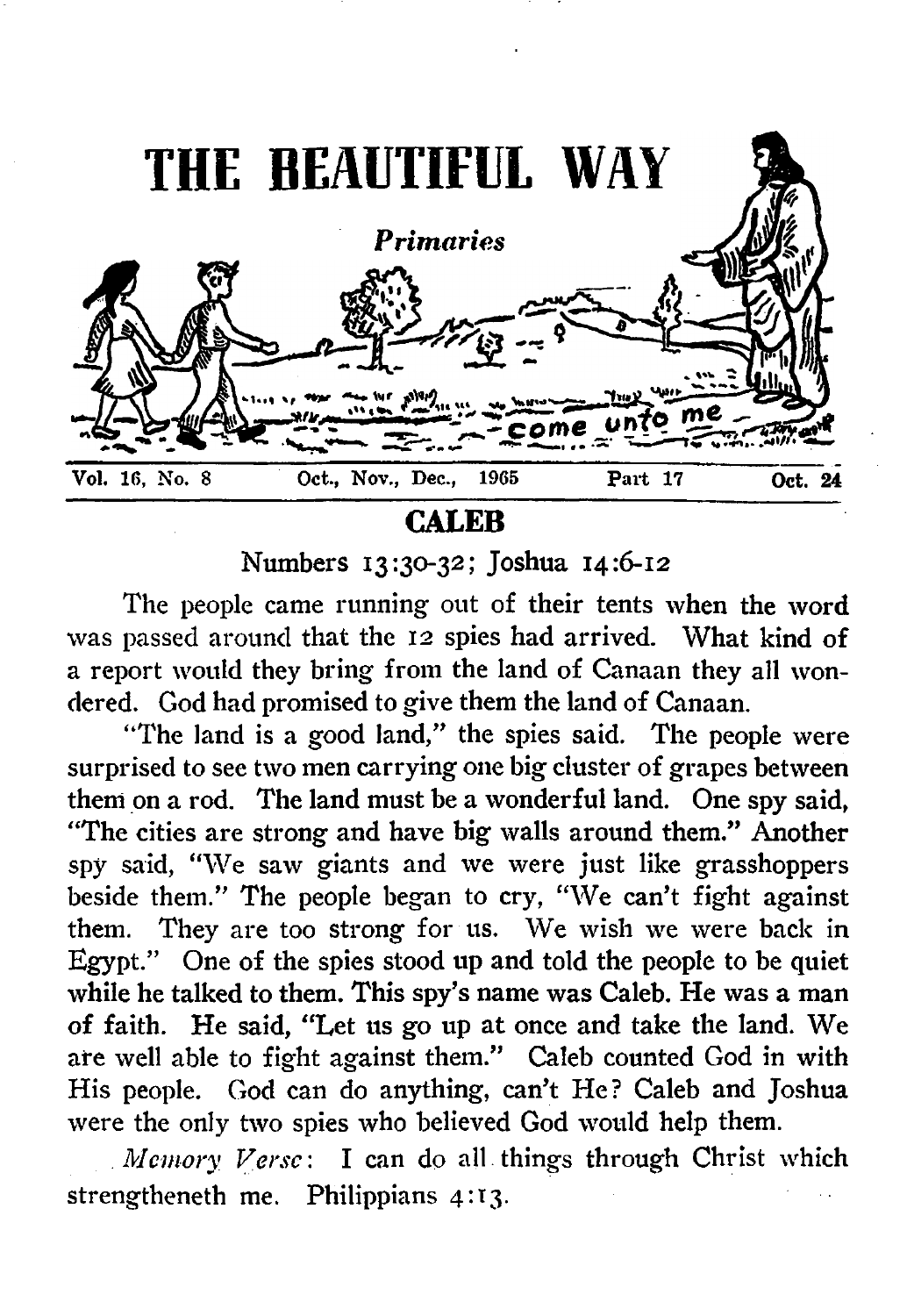# THE BEAUTIFUL WAY

*Primaries*

come unto me

Vol. 16, No. 8 Oct., Nov., Dec., 1965 Part 17 Oct. 24

## CALEB

Numbers 13:30-32; Joshua 14:6-12

The people came running out of their tents when the word was passed around that the 12 spies had arrived. What kind of a report would they bring from the land of Canaan they all wondered. God had promised to give them the land of Canaan.

"The land is a good land," the spies said. The people were surprised to see two men carrying one big cluster of grapes between them on a rod. The land must be a wonderful land. One spy said, "The cities are strong and have big walls around them." Another spy said, "We saw giants and we were just like grasshoppers beside them." The people began to cry, "We can't fight against them. They are too strong for us. We wish we were back in Egypt." One of the spies stood up and told the people to be quiet while he talked to them. This spy's name was Caleb. He was a man of faith. He said, "Let us go up at once and take the land. We are well able to fight against them." Caleb counted God in with His people. God can do anything, can't He? Caleb and Joshua were the only two spies who believed God would help them.

*Memory Verse*: I can do all things through Christ which strengtheneth me. Philippians 4:13.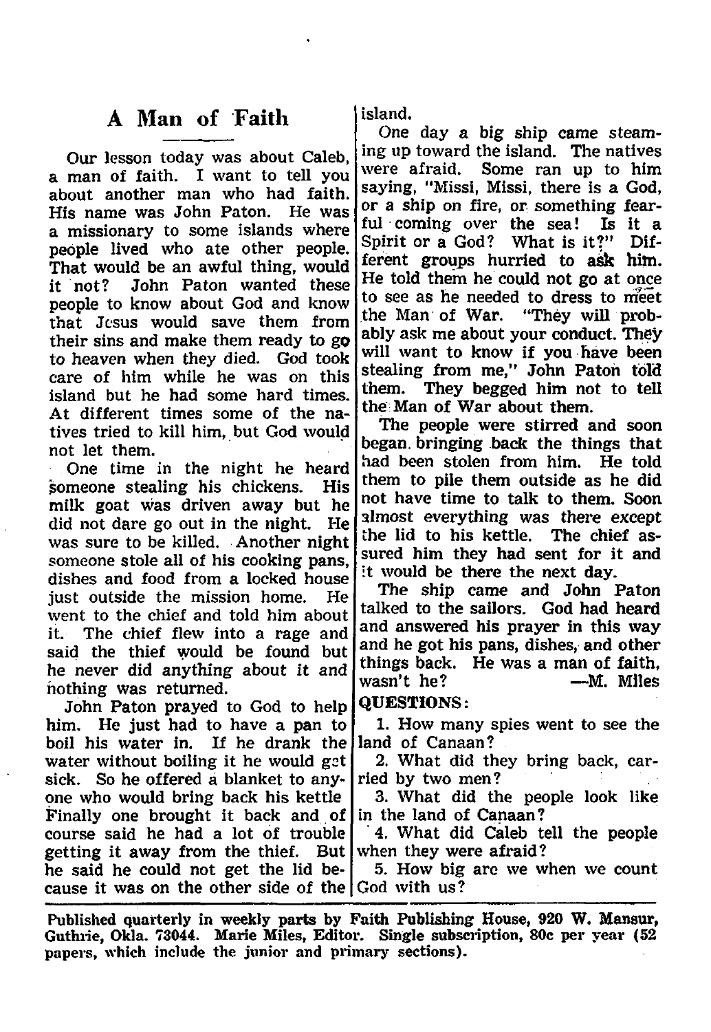## A Man of Faith

Our lesson today was about Caleb, a man of faith. I want to tell you about another man who had faith. His name was John Paton. He was a missionary to some islands where people lived who ate other people. That would be an awful thing, would it not? John Paton wanted these people to know about God and know that Jesus would save them from their sins and make them ready to go to heaven when they died. God took care of him while he was on this island but he had some hard times. At different times some of the natives tried to kill him, but God would not let them.

One time in the night he heard someone stealing his chickens. His milk goat was driven away but he did not dare go out in the night. He was sure to be killed. Another night someone stole all of his cooking pans, dishes and food from a locked house just outside the mission home. He went to the chief and told him about it. The chief flew into a rage and said the thief would be found but he never did anything about it and nothing was returned.

John Paton prayed to God to help him. He just had to have a pan to boil his water in. If he drank the water without boiling it he would get sick. So he offered a blanket to anyone who would bring back his kettle Finally one brought it back and of course said he had a lot of trouble getting it away from the thief. But he said he could not get the lid because it was on the other side of the island.

One day a big ship came steaming up toward the island. The natives were afraid. Some ran up to him saying, "Missi, Missi, there is a God, or a ship on fire, or something fearful coming over the sea! Is it a Spirit or a God? What is it?" Different groups hurried to ask him. He told them he could not go at once to see as he needed to dress to meet the Man of War. "They will probably ask me about your conduct. They will want to know if you have been stealing from me," John Paton told them. They begged him not to tell the Man of War about them.

The people were stirred and soon began bringing back the things that had been stolen from him. He told them to pile them outside as he did not have time to talk to them. Soon almost everything was there except the lid to his kettle. The chief assured him they had sent for it and it would be there the next day.

The ship came and John Paton talked to the sailors. God had heard and answered his prayer in this way and he got his pans, dishes, and other things back. He was a man of faith, wasn't he? —M. Miles

**QUESTIONS:**

1. How many spies went to see the land of Canaan?
2. What did they bring back, carried by two men?
3. What did the people look like in the land of Canaan?
4. What did Caleb tell the people when they were afraid?
5. How big are we when we count God with us?

---

**Published quarterly in weekly parts by Faith Publishing House, 920 W. Mansur, Guthrie, Okla. 73044. Marie Miles, Editor. Single subscription, 80c per year (52 papers, which include the junior and primary sections).**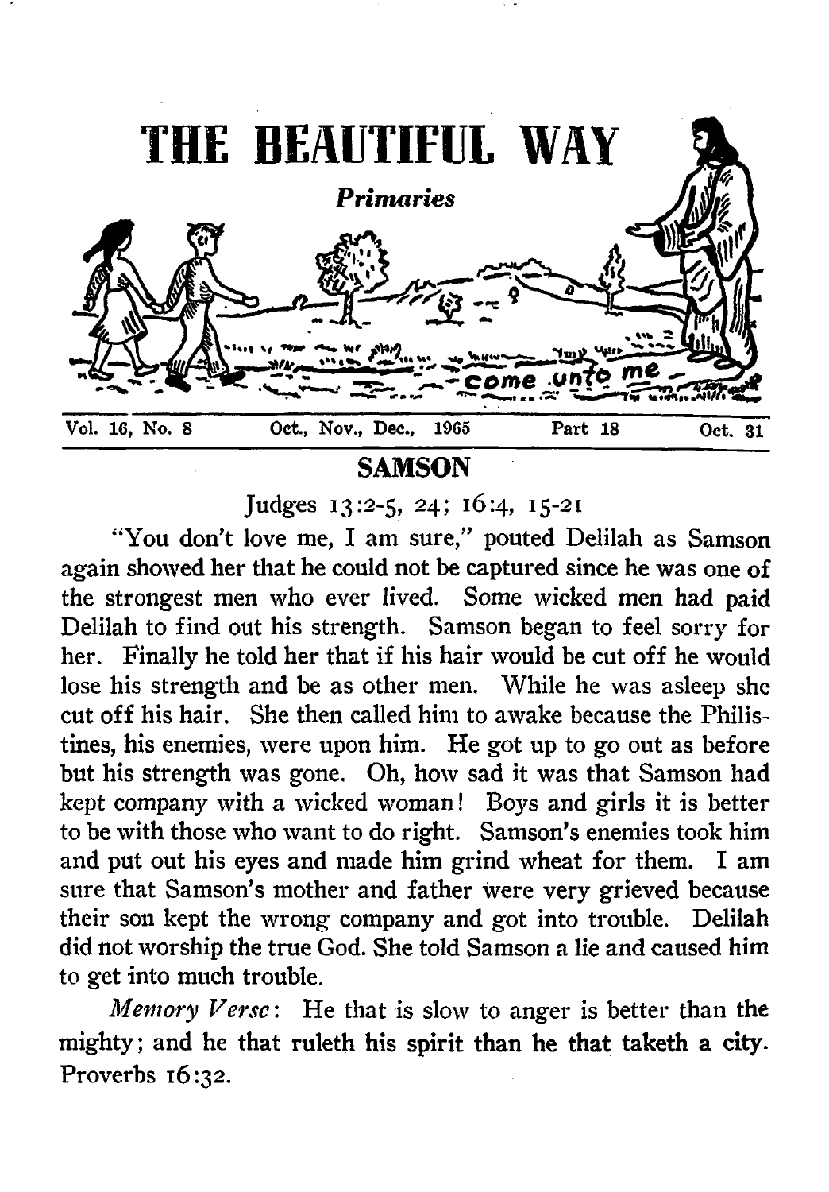# THE BEAUTIFUL WAY

*Primaries*

Vol. 16, No. 8 | Oct., Nov., Dec., 1965 | Part 18 | Oct. 31

## SAMSON

Judges 13:2-5, 24; 16:4, 15-21

"You don't love me, I am sure," pouted Delilah as Samson again showed her that he could not be captured since he was one of the strongest men who ever lived. Some wicked men had paid Delilah to find out his strength. Samson began to feel sorry for her. Finally he told her that if his hair would be cut off he would lose his strength and be as other men. While he was asleep she cut off his hair. She then called him to awake because the Philistines, his enemies, were upon him. He got up to go out as before but his strength was gone. Oh, how sad it was that Samson had kept company with a wicked woman! Boys and girls it is better to be with those who want to do right. Samson's enemies took him and put out his eyes and made him grind wheat for them. I am sure that Samson's mother and father were very grieved because their son kept the wrong company and got into trouble. Delilah did not worship the true God. She told Samson a lie and caused him to get into much trouble.

*Memory Verse*: He that is slow to anger is better than the mighty; and he that ruleth his spirit than he that taketh a city. Proverbs 16:32.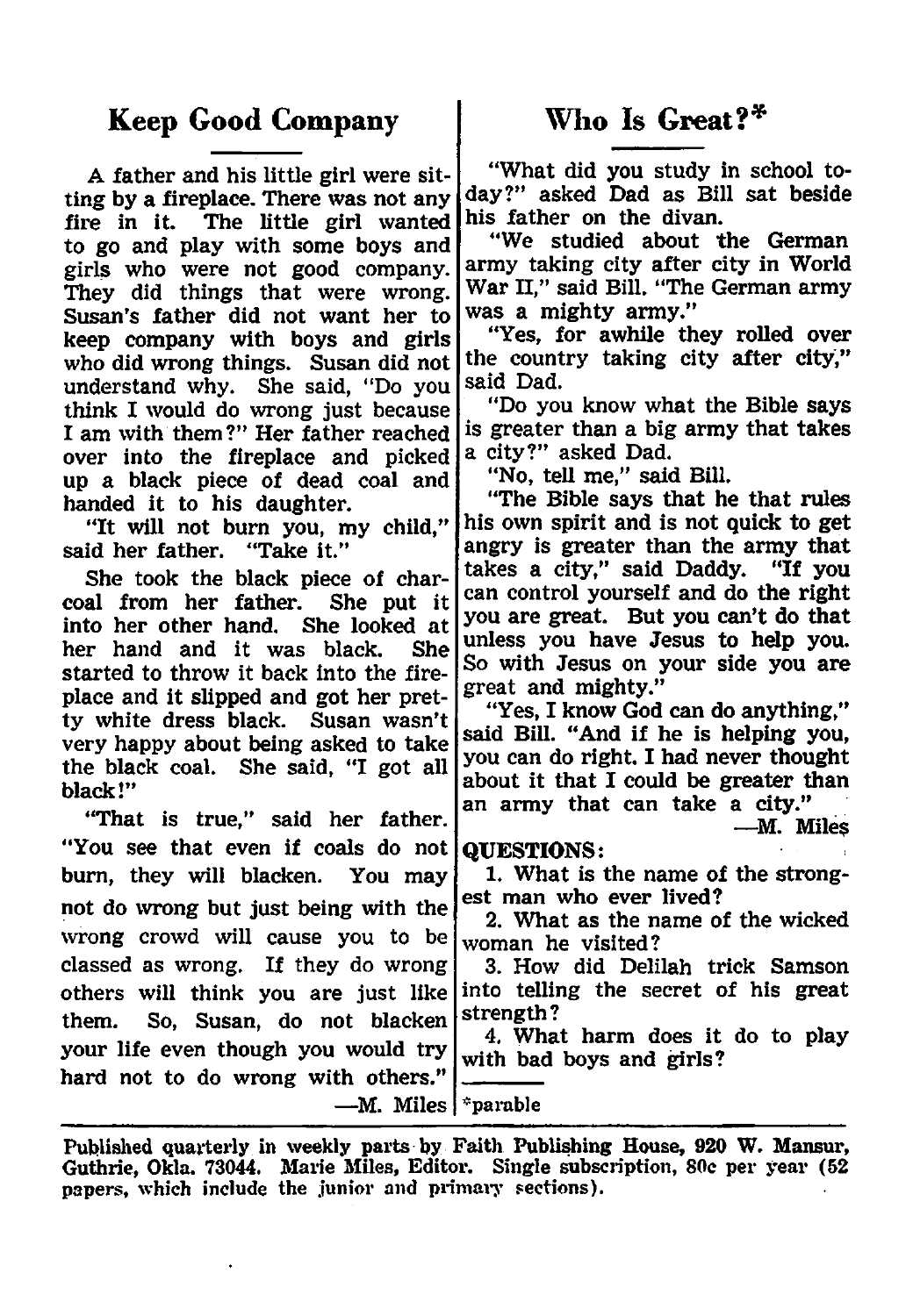## Keep Good Company

A father and his little girl were sitting by a fireplace. There was not any fire in it. The little girl wanted to go and play with some boys and girls who were not good company. They did things that were wrong. Susan's father did not want her to keep company with boys and girls who did wrong things. Susan did not understand why. She said, "Do you think I would do wrong just because I am with them?" Her father reached over into the fireplace and picked up a black piece of dead coal and handed it to his daughter.

"It will not burn you, my child," said her father. "Take it."

She took the black piece of charcoal from her father. She put it into her other hand. She looked at her hand and it was black. She started to throw it back into the fireplace and it slipped and got her pretty white dress black. Susan wasn't very happy about being asked to take the black coal. She said, "I got all black!"

"That is true," said her father. "You see that even if coals do not burn, they will blacken. You may not do wrong but just being with the wrong crowd will cause you to be classed as wrong. If they do wrong others will think you are just like them. So, Susan, do not blacken your life even though you would try hard not to do wrong with others."

—M. Miles

## Who Is Great?*

"What did you study in school today?" asked Dad as Bill sat beside his father on the divan.

"We studied about the German army taking city after city in World War II," said Bill. "The German army was a mighty army."

"Yes, for awhile they rolled over the country taking city after city," said Dad.

"Do you know what the Bible says is greater than a big army that takes a city?" asked Dad.

"No, tell me," said Bill.

"The Bible says that he that rules his own spirit and is not quick to get angry is greater than the army that takes a city," said Daddy. "If you can control yourself and do the right you are great. But you can't do that unless you have Jesus to help you. So with Jesus on your side you are great and mighty."

"Yes, I know God can do anything," said Bill. "And if he is helping you, you can do right. I had never thought about it that I could be greater than an army that can take a city."

—M. Miles

**QUESTIONS:**

1. What is the name of the strongest man who ever lived?
2. What as the name of the wicked woman he visited?
3. How did Delilah trick Samson into telling the secret of his great strength?
4. What harm does it do to play with bad boys and girls?

*parable

Published quarterly in weekly parts by Faith Publishing House, 920 W. Mansur, Guthrie, Okla. 73044. Marie Miles, Editor. Single subscription, 80c per year (52 papers, which include the junior and primary sections).